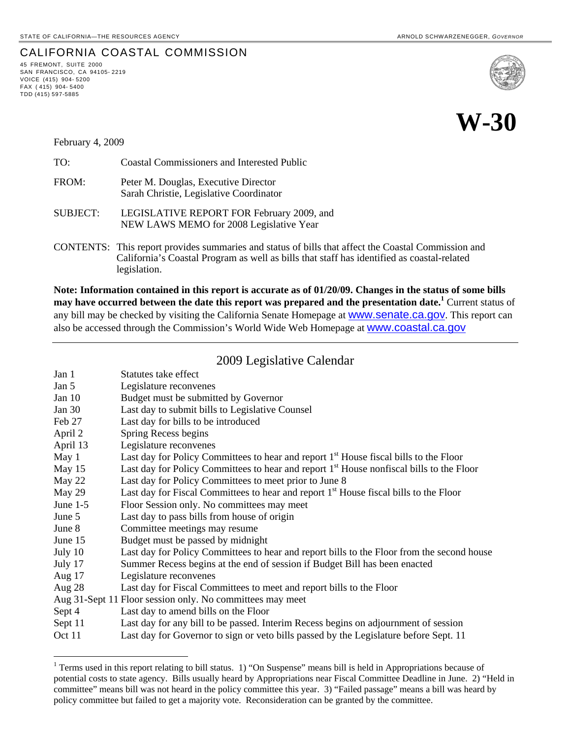STATE OF CALIFORNIA—THE RESOURCES AGENCY ARNOLD SCHWARZENEGGER, *GOVERNOR*

# CALIFORNIA COASTAL COMMISSION

45 FREMONT, SUITE 2000
SAN FRANCISCO, CA 94105-2219
VOICE (415) 904-5200
FAX (415) 904-5400
TDD (415) 597-5885

**W-30**

February 4, 2009

TO: Coastal Commissioners and Interested Public

FROM: Peter M. Douglas, Executive Director
Sarah Christie, Legislative Coordinator

SUBJECT: LEGISLATIVE REPORT FOR February 2009, and
NEW LAWS MEMO for 2008 Legislative Year

CONTENTS: This report provides summaries and status of bills that affect the Coastal Commission and California's Coastal Program as well as bills that staff has identified as coastal-related legislation.

**Note: Information contained in this report is accurate as of 01/20/09. Changes in the status of some bills may have occurred between the date this report was prepared and the presentation date.[1]** Current status of any bill may be checked by visiting the California Senate Homepage at www.senate.ca.gov. This report can also be accessed through the Commission's World Wide Web Homepage at www.coastal.ca.gov

---

## 2009 Legislative Calendar

| Date | Event |
|---|---|
| Jan 1 | Statutes take effect |
| Jan 5 | Legislature reconvenes |
| Jan 10 | Budget must be submitted by Governor |
| Jan 30 | Last day to submit bills to Legislative Counsel |
| Feb 27 | Last day for bills to be introduced |
| April 2 | Spring Recess begins |
| April 13 | Legislature reconvenes |
| May 1 | Last day for Policy Committees to hear and report 1st House fiscal bills to the Floor |
| May 15 | Last day for Policy Committees to hear and report 1st House nonfiscal bills to the Floor |
| May 22 | Last day for Policy Committees to meet prior to June 8 |
| May 29 | Last day for Fiscal Committees to hear and report 1st House fiscal bills to the Floor |
| June 1-5 | Floor Session only. No committees may meet |
| June 5 | Last day to pass bills from house of origin |
| June 8 | Committee meetings may resume |
| June 15 | Budget must be passed by midnight |
| July 10 | Last day for Policy Committees to hear and report bills to the Floor from the second house |
| July 17 | Summer Recess begins at the end of session if Budget Bill has been enacted |
| Aug 17 | Legislature reconvenes |
| Aug 28 | Last day for Fiscal Committees to meet and report bills to the Floor |
| Aug 31-Sept 11 | Floor session only. No committees may meet |
| Sept 4 | Last day to amend bills on the Floor |
| Sept 11 | Last day for any bill to be passed. Interim Recess begins on adjournment of session |
| Oct 11 | Last day for Governor to sign or veto bills passed by the Legislature before Sept. 11 |

---

[1] Terms used in this report relating to bill status. 1) "On Suspense" means bill is held in Appropriations because of potential costs to state agency. Bills usually heard by Appropriations near Fiscal Committee Deadline in June. 2) "Held in committee" means bill was not heard in the policy committee this year. 3) "Failed passage" means a bill was heard by policy committee but failed to get a majority vote. Reconsideration can be granted by the committee.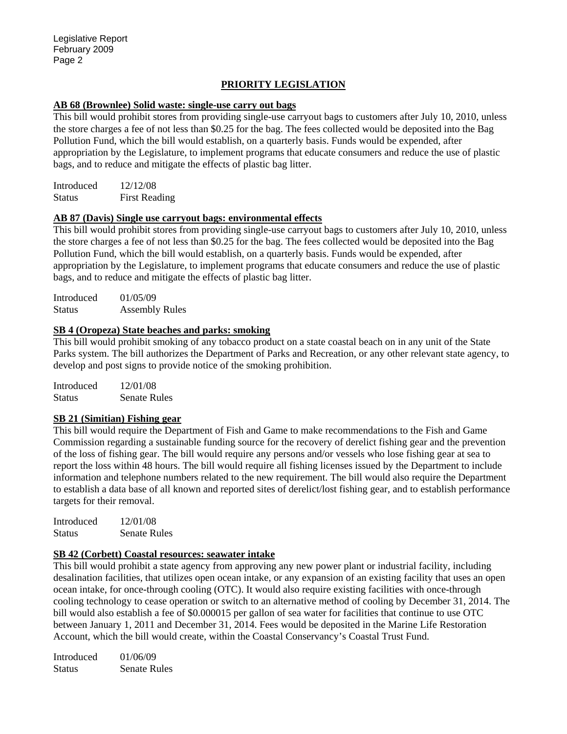## PRIORITY LEGISLATION

**AB 68 (Brownlee) Solid waste: single-use carry out bags**

This bill would prohibit stores from providing single-use carryout bags to customers after July 10, 2010, unless the store charges a fee of not less than $0.25 for the bag. The fees collected would be deposited into the Bag Pollution Fund, which the bill would establish, on a quarterly basis. Funds would be expended, after appropriation by the Legislature, to implement programs that educate consumers and reduce the use of plastic bags, and to reduce and mitigate the effects of plastic bag litter.

Introduced 12/12/08
Status First Reading

**AB 87 (Davis) Single use carryout bags: environmental effects**

This bill would prohibit stores from providing single-use carryout bags to customers after July 10, 2010, unless the store charges a fee of not less than $0.25 for the bag. The fees collected would be deposited into the Bag Pollution Fund, which the bill would establish, on a quarterly basis. Funds would be expended, after appropriation by the Legislature, to implement programs that educate consumers and reduce the use of plastic bags, and to reduce and mitigate the effects of plastic bag litter.

Introduced 01/05/09
Status Assembly Rules

**SB 4 (Oropeza) State beaches and parks: smoking**

This bill would prohibit smoking of any tobacco product on a state coastal beach on in any unit of the State Parks system. The bill authorizes the Department of Parks and Recreation, or any other relevant state agency, to develop and post signs to provide notice of the smoking prohibition.

Introduced 12/01/08
Status Senate Rules

**SB 21 (Simitian) Fishing gear**

This bill would require the Department of Fish and Game to make recommendations to the Fish and Game Commission regarding a sustainable funding source for the recovery of derelict fishing gear and the prevention of the loss of fishing gear. The bill would require any persons and/or vessels who lose fishing gear at sea to report the loss within 48 hours. The bill would require all fishing licenses issued by the Department to include information and telephone numbers related to the new requirement. The bill would also require the Department to establish a data base of all known and reported sites of derelict/lost fishing gear, and to establish performance targets for their removal.

Introduced 12/01/08
Status Senate Rules

**SB 42 (Corbett) Coastal resources: seawater intake**

This bill would prohibit a state agency from approving any new power plant or industrial facility, including desalination facilities, that utilizes open ocean intake, or any expansion of an existing facility that uses an open ocean intake, for once-through cooling (OTC). It would also require existing facilities with once-through cooling technology to cease operation or switch to an alternative method of cooling by December 31, 2014. The bill would also establish a fee of $0.000015 per gallon of sea water for facilities that continue to use OTC between January 1, 2011 and December 31, 2014. Fees would be deposited in the Marine Life Restoration Account, which the bill would create, within the Coastal Conservancy's Coastal Trust Fund.

Introduced 01/06/09
Status Senate Rules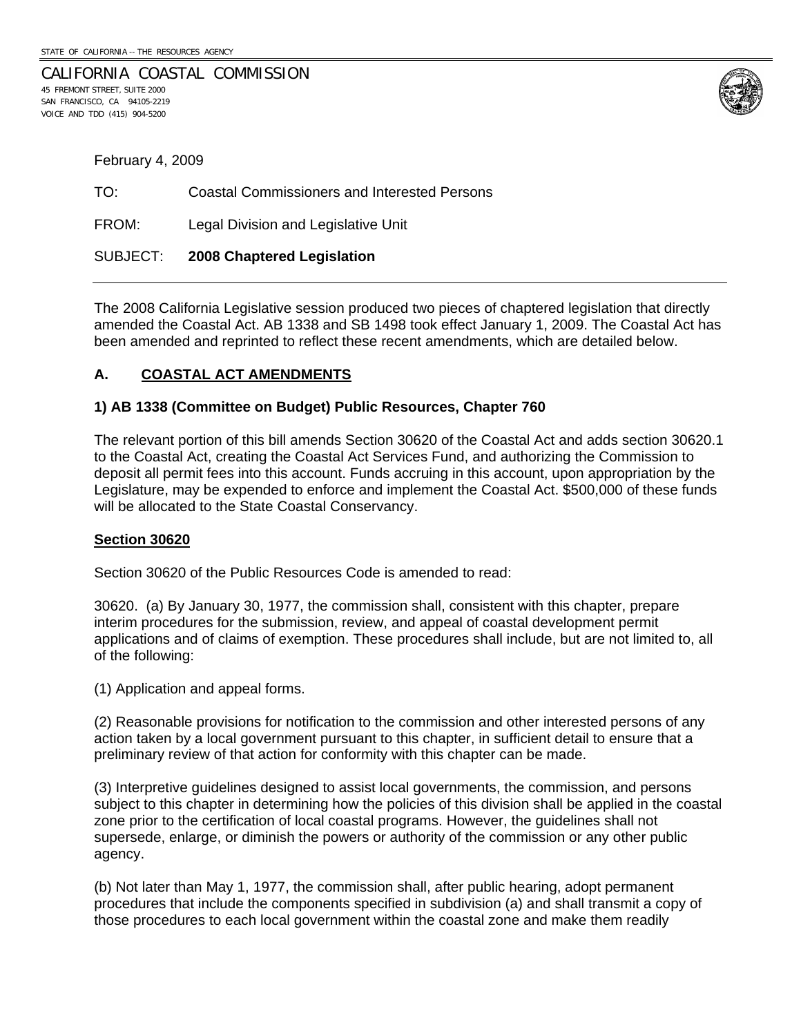STATE OF CALIFORNIA -- THE RESOURCES AGENCY

CALIFORNIA COASTAL COMMISSION
45 FREMONT STREET, SUITE 2000
SAN FRANCISCO, CA 94105-2219
VOICE AND TDD (415) 904-5200

February 4, 2009

TO: Coastal Commissioners and Interested Persons

FROM: Legal Division and Legislative Unit

SUBJECT: **2008 Chaptered Legislation**

---

The 2008 California Legislative session produced two pieces of chaptered legislation that directly amended the Coastal Act. AB 1338 and SB 1498 took effect January 1, 2009. The Coastal Act has been amended and reprinted to reflect these recent amendments, which are detailed below.

## A. COASTAL ACT AMENDMENTS

### 1) AB 1338 (Committee on Budget) Public Resources, Chapter 760

The relevant portion of this bill amends Section 30620 of the Coastal Act and adds section 30620.1 to the Coastal Act, creating the Coastal Act Services Fund, and authorizing the Commission to deposit all permit fees into this account. Funds accruing in this account, upon appropriation by the Legislature, may be expended to enforce and implement the Coastal Act. $500,000 of these funds will be allocated to the State Coastal Conservancy.

**Section 30620**

Section 30620 of the Public Resources Code is amended to read:

30620. (a) By January 30, 1977, the commission shall, consistent with this chapter, prepare interim procedures for the submission, review, and appeal of coastal development permit applications and of claims of exemption. These procedures shall include, but are not limited to, all of the following:

(1) Application and appeal forms.

(2) Reasonable provisions for notification to the commission and other interested persons of any action taken by a local government pursuant to this chapter, in sufficient detail to ensure that a preliminary review of that action for conformity with this chapter can be made.

(3) Interpretive guidelines designed to assist local governments, the commission, and persons subject to this chapter in determining how the policies of this division shall be applied in the coastal zone prior to the certification of local coastal programs. However, the guidelines shall not supersede, enlarge, or diminish the powers or authority of the commission or any other public agency.

(b) Not later than May 1, 1977, the commission shall, after public hearing, adopt permanent procedures that include the components specified in subdivision (a) and shall transmit a copy of those procedures to each local government within the coastal zone and make them readily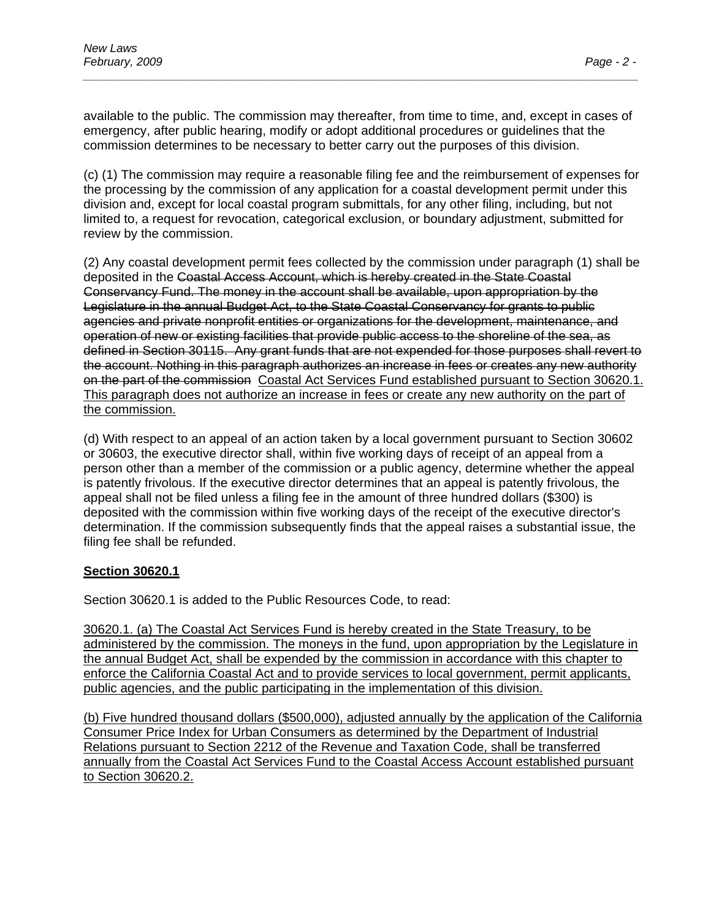available to the public. The commission may thereafter, from time to time, and, except in cases of emergency, after public hearing, modify or adopt additional procedures or guidelines that the commission determines to be necessary to better carry out the purposes of this division.

(c) (1) The commission may require a reasonable filing fee and the reimbursement of expenses for the processing by the commission of any application for a coastal development permit under this division and, except for local coastal program submittals, for any other filing, including, but not limited to, a request for revocation, categorical exclusion, or boundary adjustment, submitted for review by the commission.

(2) Any coastal development permit fees collected by the commission under paragraph (1) shall be deposited in the ~~Coastal Access Account, which is hereby created in the State Coastal Conservancy Fund. The money in the account shall be available, upon appropriation by the Legislature in the annual Budget Act, to the State Coastal Conservancy for grants to public agencies and private nonprofit entities or organizations for the development, maintenance, and operation of new or existing facilities that provide public access to the shoreline of the sea, as defined in Section 30115. Any grant funds that are not expended for those purposes shall revert to the account. Nothing in this paragraph authorizes an increase in fees or creates any new authority on the part of the commission~~ <u>Coastal Act Services Fund established pursuant to Section 30620.1. This paragraph does not authorize an increase in fees or create any new authority on the part of the commission.</u>

(d) With respect to an appeal of an action taken by a local government pursuant to Section 30602 or 30603, the executive director shall, within five working days of receipt of an appeal from a person other than a member of the commission or a public agency, determine whether the appeal is patently frivolous. If the executive director determines that an appeal is patently frivolous, the appeal shall not be filed unless a filing fee in the amount of three hundred dollars ($300) is deposited with the commission within five working days of the receipt of the executive director's determination. If the commission subsequently finds that the appeal raises a substantial issue, the filing fee shall be refunded.

**<u>Section 30620.1</u>**

Section 30620.1 is added to the Public Resources Code, to read:

<u>30620.1. (a) The Coastal Act Services Fund is hereby created in the State Treasury, to be administered by the commission. The moneys in the fund, upon appropriation by the Legislature in the annual Budget Act, shall be expended by the commission in accordance with this chapter to enforce the California Coastal Act and to provide services to local government, permit applicants, public agencies, and the public participating in the implementation of this division.</u>

<u>(b) Five hundred thousand dollars ($500,000), adjusted annually by the application of the California Consumer Price Index for Urban Consumers as determined by the Department of Industrial Relations pursuant to Section 2212 of the Revenue and Taxation Code, shall be transferred annually from the Coastal Act Services Fund to the Coastal Access Account established pursuant to Section 30620.2.</u>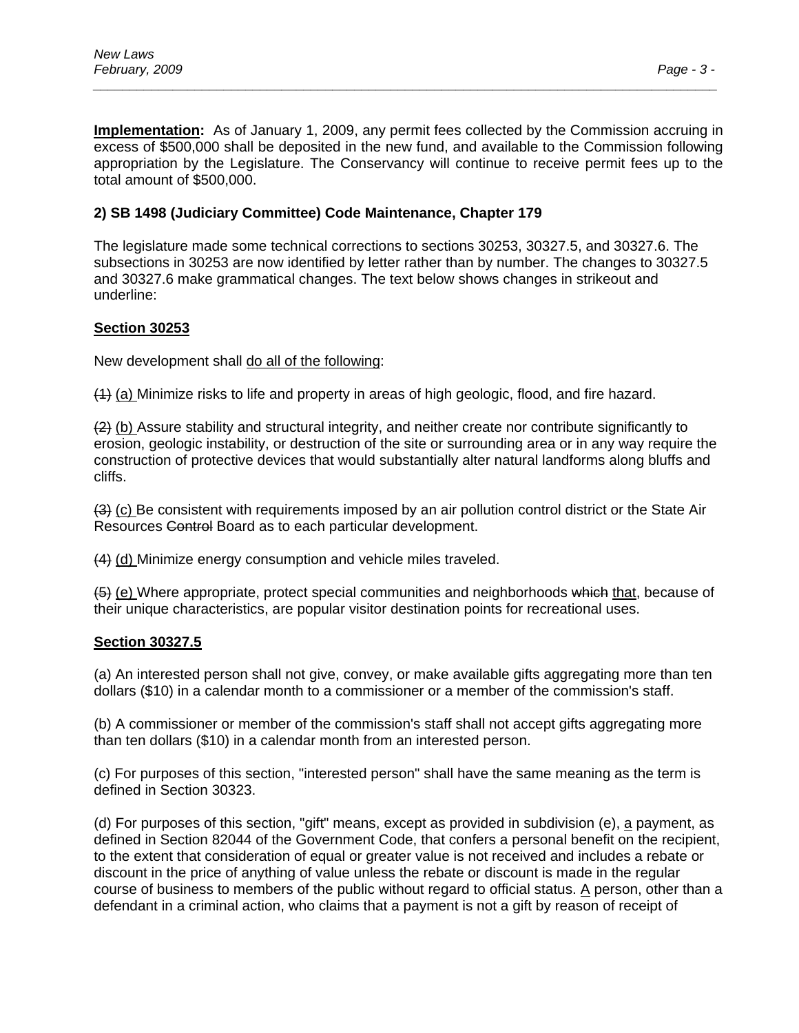**Implementation:** As of January 1, 2009, any permit fees collected by the Commission accruing in excess of $500,000 shall be deposited in the new fund, and available to the Commission following appropriation by the Legislature. The Conservancy will continue to receive permit fees up to the total amount of $500,000.

**2) SB 1498 (Judiciary Committee) Code Maintenance, Chapter 179**

The legislature made some technical corrections to sections 30253, 30327.5, and 30327.6. The subsections in 30253 are now identified by letter rather than by number. The changes to 30327.5 and 30327.6 make grammatical changes. The text below shows changes in strikeout and underline:

**<u>Section 30253</u>**

New development shall <u>do all of the following</u>:

~~(1)~~ <u>(a)</u> Minimize risks to life and property in areas of high geologic, flood, and fire hazard.

~~(2)~~ <u>(b)</u> Assure stability and structural integrity, and neither create nor contribute significantly to erosion, geologic instability, or destruction of the site or surrounding area or in any way require the construction of protective devices that would substantially alter natural landforms along bluffs and cliffs.

~~(3)~~ <u>(c)</u> Be consistent with requirements imposed by an air pollution control district or the State Air Resources ~~Control~~ Board as to each particular development.

~~(4)~~ <u>(d)</u> Minimize energy consumption and vehicle miles traveled.

~~(5)~~ <u>(e)</u> Where appropriate, protect special communities and neighborhoods ~~which~~ <u>that</u>, because of their unique characteristics, are popular visitor destination points for recreational uses.

**<u>Section 30327.5</u>**

(a) An interested person shall not give, convey, or make available gifts aggregating more than ten dollars ($10) in a calendar month to a commissioner or a member of the commission's staff.

(b) A commissioner or member of the commission's staff shall not accept gifts aggregating more than ten dollars ($10) in a calendar month from an interested person.

(c) For purposes of this section, "interested person" shall have the same meaning as the term is defined in Section 30323.

(d) For purposes of this section, "gift" means, except as provided in subdivision (e), <u>a</u> payment, as defined in Section 82044 of the Government Code, that confers a personal benefit on the recipient, to the extent that consideration of equal or greater value is not received and includes a rebate or discount in the price of anything of value unless the rebate or discount is made in the regular course of business to members of the public without regard to official status. <u>A</u> person, other than a defendant in a criminal action, who claims that a payment is not a gift by reason of receipt of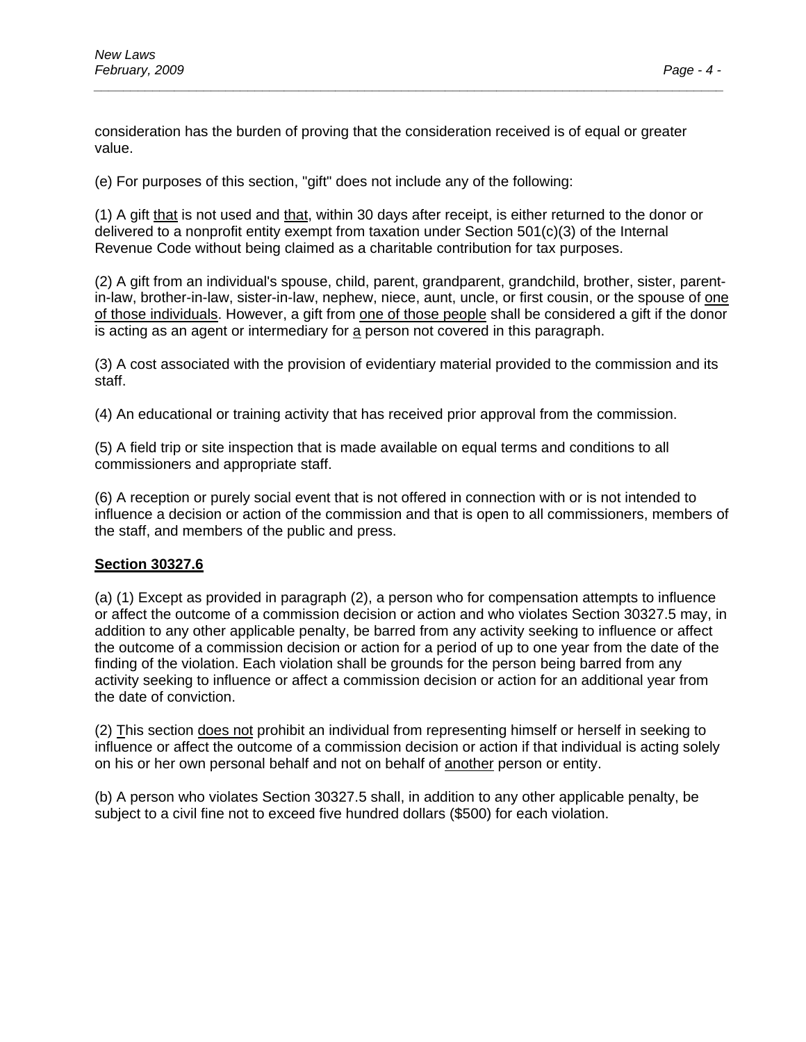consideration has the burden of proving that the consideration received is of equal or greater value.

(e) For purposes of this section, "gift" does not include any of the following:

(1) A gift that is not used and that, within 30 days after receipt, is either returned to the donor or delivered to a nonprofit entity exempt from taxation under Section 501(c)(3) of the Internal Revenue Code without being claimed as a charitable contribution for tax purposes.

(2) A gift from an individual's spouse, child, parent, grandparent, grandchild, brother, sister, parent-in-law, brother-in-law, sister-in-law, nephew, niece, aunt, uncle, or first cousin, or the spouse of one of those individuals. However, a gift from one of those people shall be considered a gift if the donor is acting as an agent or intermediary for a person not covered in this paragraph.

(3) A cost associated with the provision of evidentiary material provided to the commission and its staff.

(4) An educational or training activity that has received prior approval from the commission.

(5) A field trip or site inspection that is made available on equal terms and conditions to all commissioners and appropriate staff.

(6) A reception or purely social event that is not offered in connection with or is not intended to influence a decision or action of the commission and that is open to all commissioners, members of the staff, and members of the public and press.

**Section 30327.6**

(a) (1) Except as provided in paragraph (2), a person who for compensation attempts to influence or affect the outcome of a commission decision or action and who violates Section 30327.5 may, in addition to any other applicable penalty, be barred from any activity seeking to influence or affect the outcome of a commission decision or action for a period of up to one year from the date of the finding of the violation. Each violation shall be grounds for the person being barred from any activity seeking to influence or affect a commission decision or action for an additional year from the date of conviction.

(2) This section does not prohibit an individual from representing himself or herself in seeking to influence or affect the outcome of a commission decision or action if that individual is acting solely on his or her own personal behalf and not on behalf of another person or entity.

(b) A person who violates Section 30327.5 shall, in addition to any other applicable penalty, be subject to a civil fine not to exceed five hundred dollars ($500) for each violation.